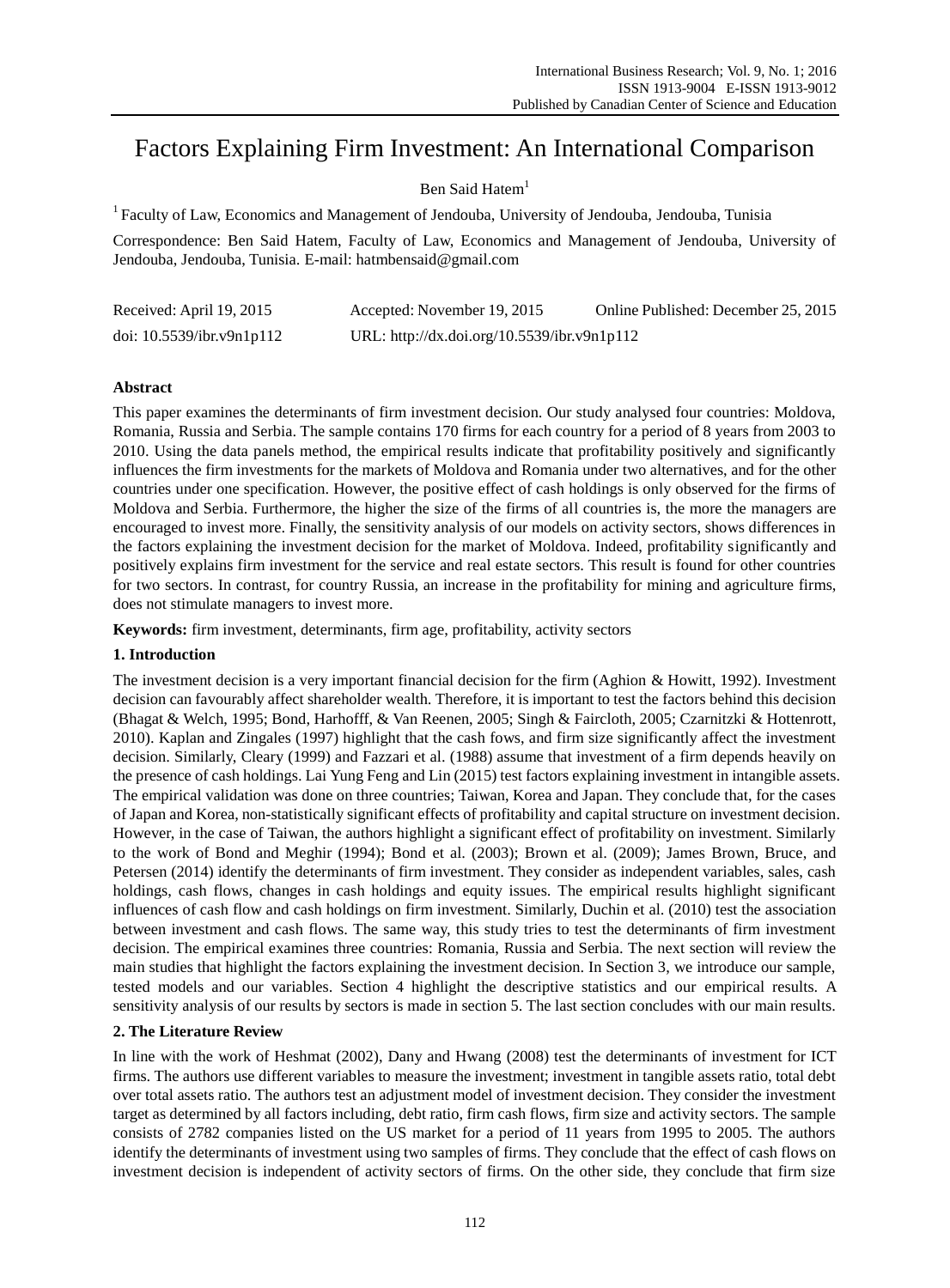# Factors Explaining Firm Investment: An International Comparison

Ben Said Hatem[1]

[1] Faculty of Law, Economics and Management of Jendouba, University of Jendouba, Jendouba, Tunisia

Correspondence: Ben Said Hatem, Faculty of Law, Economics and Management of Jendouba, University of Jendouba, Jendouba, Tunisia. E-mail: hatmbensaid@gmail.com

Received: April 19, 2015 Accepted: November 19, 2015 Online Published: December 25, 2015

doi: 10.5539/ibr.v9n1p112 URL: http://dx.doi.org/10.5539/ibr.v9n1p112

## Abstract

This paper examines the determinants of firm investment decision. Our study analysed four countries: Moldova, Romania, Russia and Serbia. The sample contains 170 firms for each country for a period of 8 years from 2003 to 2010. Using the data panels method, the empirical results indicate that profitability positively and significantly influences the firm investments for the markets of Moldova and Romania under two alternatives, and for the other countries under one specification. However, the positive effect of cash holdings is only observed for the firms of Moldova and Serbia. Furthermore, the higher the size of the firms of all countries is, the more the managers are encouraged to invest more. Finally, the sensitivity analysis of our models on activity sectors, shows differences in the factors explaining the investment decision for the market of Moldova. Indeed, profitability significantly and positively explains firm investment for the service and real estate sectors. This result is found for other countries for two sectors. In contrast, for country Russia, an increase in the profitability for mining and agriculture firms, does not stimulate managers to invest more.

**Keywords:** firm investment, determinants, firm age, profitability, activity sectors

## 1. Introduction

The investment decision is a very important financial decision for the firm (Aghion & Howitt, 1992). Investment decision can favourably affect shareholder wealth. Therefore, it is important to test the factors behind this decision (Bhagat & Welch, 1995; Bond, Harhofff, & Van Reenen, 2005; Singh & Faircloth, 2005; Czarnitzki & Hottenrott, 2010). Kaplan and Zingales (1997) highlight that the cash fows, and firm size significantly affect the investment decision. Similarly, Cleary (1999) and Fazzari et al. (1988) assume that investment of a firm depends heavily on the presence of cash holdings. Lai Yung Feng and Lin (2015) test factors explaining investment in intangible assets. The empirical validation was done on three countries; Taiwan, Korea and Japan. They conclude that, for the cases of Japan and Korea, non-statistically significant effects of profitability and capital structure on investment decision. However, in the case of Taiwan, the authors highlight a significant effect of profitability on investment. Similarly to the work of Bond and Meghir (1994); Bond et al. (2003); Brown et al. (2009); James Brown, Bruce, and Petersen (2014) identify the determinants of firm investment. They consider as independent variables, sales, cash holdings, cash flows, changes in cash holdings and equity issues. The empirical results highlight significant influences of cash flow and cash holdings on firm investment. Similarly, Duchin et al. (2010) test the association between investment and cash flows. The same way, this study tries to test the determinants of firm investment decision. The empirical examines three countries: Romania, Russia and Serbia. The next section will review the main studies that highlight the factors explaining the investment decision. In Section 3, we introduce our sample, tested models and our variables. Section 4 highlight the descriptive statistics and our empirical results. A sensitivity analysis of our results by sectors is made in section 5. The last section concludes with our main results.

## 2. The Literature Review

In line with the work of Heshmat (2002), Dany and Hwang (2008) test the determinants of investment for ICT firms. The authors use different variables to measure the investment; investment in tangible assets ratio, total debt over total assets ratio. The authors test an adjustment model of investment decision. They consider the investment target as determined by all factors including, debt ratio, firm cash flows, firm size and activity sectors. The sample consists of 2782 companies listed on the US market for a period of 11 years from 1995 to 2005. The authors identify the determinants of investment using two samples of firms. They conclude that the effect of cash flows on investment decision is independent of activity sectors of firms. On the other side, they conclude that firm size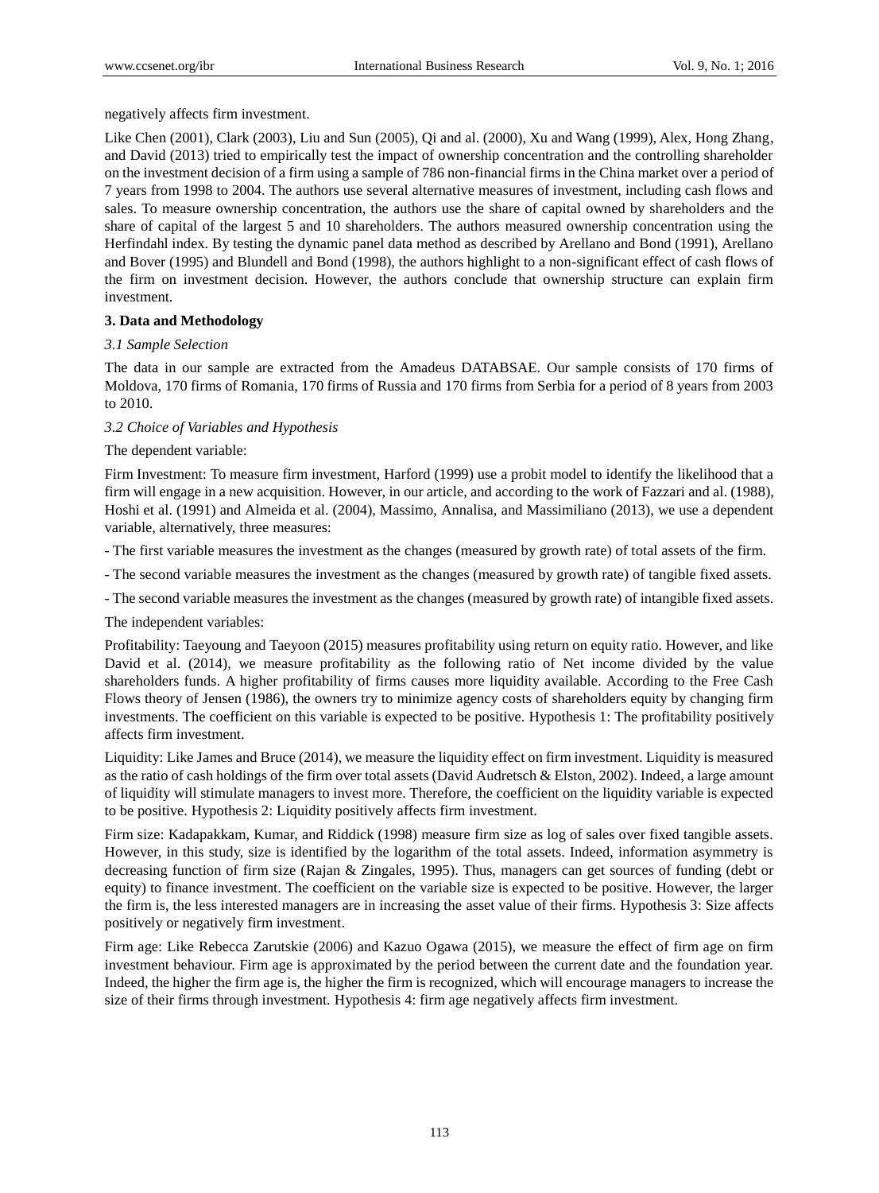negatively affects firm investment.

Like Chen (2001), Clark (2003), Liu and Sun (2005), Qi and al. (2000), Xu and Wang (1999), Alex, Hong Zhang, and David (2013) tried to empirically test the impact of ownership concentration and the controlling shareholder on the investment decision of a firm using a sample of 786 non-financial firms in the China market over a period of 7 years from 1998 to 2004. The authors use several alternative measures of investment, including cash flows and sales. To measure ownership concentration, the authors use the share of capital owned by shareholders and the share of capital of the largest 5 and 10 shareholders. The authors measured ownership concentration using the Herfindahl index. By testing the dynamic panel data method as described by Arellano and Bond (1991), Arellano and Bover (1995) and Blundell and Bond (1998), the authors highlight to a non-significant effect of cash flows of the firm on investment decision. However, the authors conclude that ownership structure can explain firm investment.

**3. Data and Methodology**

*3.1 Sample Selection*

The data in our sample are extracted from the Amadeus DATABSAE. Our sample consists of 170 firms of Moldova, 170 firms of Romania, 170 firms of Russia and 170 firms from Serbia for a period of 8 years from 2003 to 2010.

*3.2 Choice of Variables and Hypothesis*

The dependent variable:

Firm Investment: To measure firm investment, Harford (1999) use a probit model to identify the likelihood that a firm will engage in a new acquisition. However, in our article, and according to the work of Fazzari and al. (1988), Hoshi et al. (1991) and Almeida et al. (2004), Massimo, Annalisa, and Massimiliano (2013), we use a dependent variable, alternatively, three measures:

- The first variable measures the investment as the changes (measured by growth rate) of total assets of the firm.

- The second variable measures the investment as the changes (measured by growth rate) of tangible fixed assets.

- The second variable measures the investment as the changes (measured by growth rate) of intangible fixed assets.

The independent variables:

Profitability: Taeyoung and Taeyoon (2015) measures profitability using return on equity ratio. However, and like David et al. (2014), we measure profitability as the following ratio of Net income divided by the value shareholders funds. A higher profitability of firms causes more liquidity available. According to the Free Cash Flows theory of Jensen (1986), the owners try to minimize agency costs of shareholders equity by changing firm investments. The coefficient on this variable is expected to be positive. Hypothesis 1: The profitability positively affects firm investment.

Liquidity: Like James and Bruce (2014), we measure the liquidity effect on firm investment. Liquidity is measured as the ratio of cash holdings of the firm over total assets (David Audretsch & Elston, 2002). Indeed, a large amount of liquidity will stimulate managers to invest more. Therefore, the coefficient on the liquidity variable is expected to be positive. Hypothesis 2: Liquidity positively affects firm investment.

Firm size: Kadapakkam, Kumar, and Riddick (1998) measure firm size as log of sales over fixed tangible assets. However, in this study, size is identified by the logarithm of the total assets. Indeed, information asymmetry is decreasing function of firm size (Rajan & Zingales, 1995). Thus, managers can get sources of funding (debt or equity) to finance investment. The coefficient on the variable size is expected to be positive. However, the larger the firm is, the less interested managers are in increasing the asset value of their firms. Hypothesis 3: Size affects positively or negatively firm investment.

Firm age: Like Rebecca Zarutskie (2006) and Kazuo Ogawa (2015), we measure the effect of firm age on firm investment behaviour. Firm age is approximated by the period between the current date and the foundation year. Indeed, the higher the firm age is, the higher the firm is recognized, which will encourage managers to increase the size of their firms through investment. Hypothesis 4: firm age negatively affects firm investment.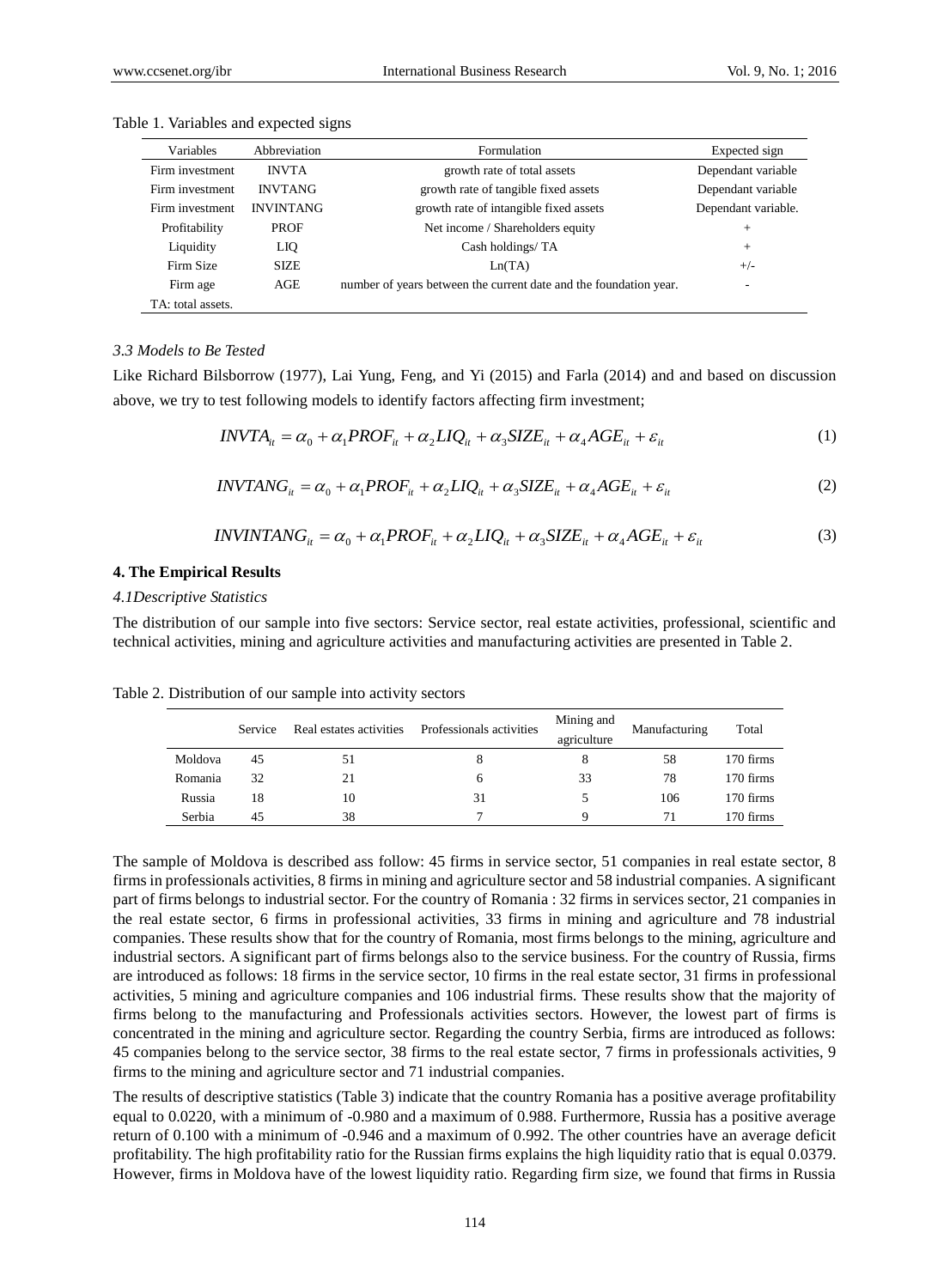Table 1. Variables and expected signs

| Variables | Abbreviation | Formulation | Expected sign |
|---|---|---|---|
| Firm investment | INVTA | growth rate of total assets | Dependant variable |
| Firm investment | INVTANG | growth rate of tangible fixed assets | Dependant variable |
| Firm investment | INVINTANG | growth rate of intangible fixed assets | Dependant variable. |
| Profitability | PROF | Net income / Shareholders equity | + |
| Liquidity | LIQ | Cash holdings/ TA | + |
| Firm Size | SIZE | Ln(TA) | +/- |
| Firm age | AGE | number of years between the current date and the foundation year. | - |
| TA: total assets. | | | |

### *3.3 Models to Be Tested*

Like Richard Bilsborrow (1977), Lai Yung, Feng, and Yi (2015) and Farla (2014) and and based on discussion above, we try to test following models to identify factors affecting firm investment;

$$INVTA_{it} = \alpha_0 + \alpha_1 PROF_{it} + \alpha_2 LIQ_{it} + \alpha_3 SIZE_{it} + \alpha_4 AGE_{it} + \varepsilon_{it} \quad (1)$$

$$INVTANG_{it} = \alpha_0 + \alpha_1 PROF_{it} + \alpha_2 LIQ_{it} + \alpha_3 SIZE_{it} + \alpha_4 AGE_{it} + \varepsilon_{it} \quad (2)$$

$$INVINTANG_{it} = \alpha_0 + \alpha_1 PROF_{it} + \alpha_2 LIQ_{it} + \alpha_3 SIZE_{it} + \alpha_4 AGE_{it} + \varepsilon_{it} \quad (3)$$

## 4. The Empirical Results

### *4.1Descriptive Statistics*

The distribution of our sample into five sectors: Service sector, real estate activities, professional, scientific and technical activities, mining and agriculture activities and manufacturing activities are presented in Table 2.

Table 2. Distribution of our sample into activity sectors

| | Service | Real estates activities | Professionals activities | Mining and agriculture | Manufacturing | Total |
|---|---|---|---|---|---|---|
| Moldova | 45 | 51 | 8 | 8 | 58 | 170 firms |
| Romania | 32 | 21 | 6 | 33 | 78 | 170 firms |
| Russia | 18 | 10 | 31 | 5 | 106 | 170 firms |
| Serbia | 45 | 38 | 7 | 9 | 71 | 170 firms |

The sample of Moldova is described ass follow: 45 firms in service sector, 51 companies in real estate sector, 8 firms in professionals activities, 8 firms in mining and agriculture sector and 58 industrial companies. A significant part of firms belongs to industrial sector. For the country of Romania : 32 firms in services sector, 21 companies in the real estate sector, 6 firms in professional activities, 33 firms in mining and agriculture and 78 industrial companies. These results show that for the country of Romania, most firms belongs to the mining, agriculture and industrial sectors. A significant part of firms belongs also to the service business. For the country of Russia, firms are introduced as follows: 18 firms in the service sector, 10 firms in the real estate sector, 31 firms in professional activities, 5 mining and agriculture companies and 106 industrial firms. These results show that the majority of firms belong to the manufacturing and Professionals activities sectors. However, the lowest part of firms is concentrated in the mining and agriculture sector. Regarding the country Serbia, firms are introduced as follows: 45 companies belong to the service sector, 38 firms to the real estate sector, 7 firms in professionals activities, 9 firms to the mining and agriculture sector and 71 industrial companies.

The results of descriptive statistics (Table 3) indicate that the country Romania has a positive average profitability equal to 0.0220, with a minimum of -0.980 and a maximum of 0.988. Furthermore, Russia has a positive average return of 0.100 with a minimum of -0.946 and a maximum of 0.992. The other countries have an average deficit profitability. The high profitability ratio for the Russian firms explains the high liquidity ratio that is equal 0.0379. However, firms in Moldova have of the lowest liquidity ratio. Regarding firm size, we found that firms in Russia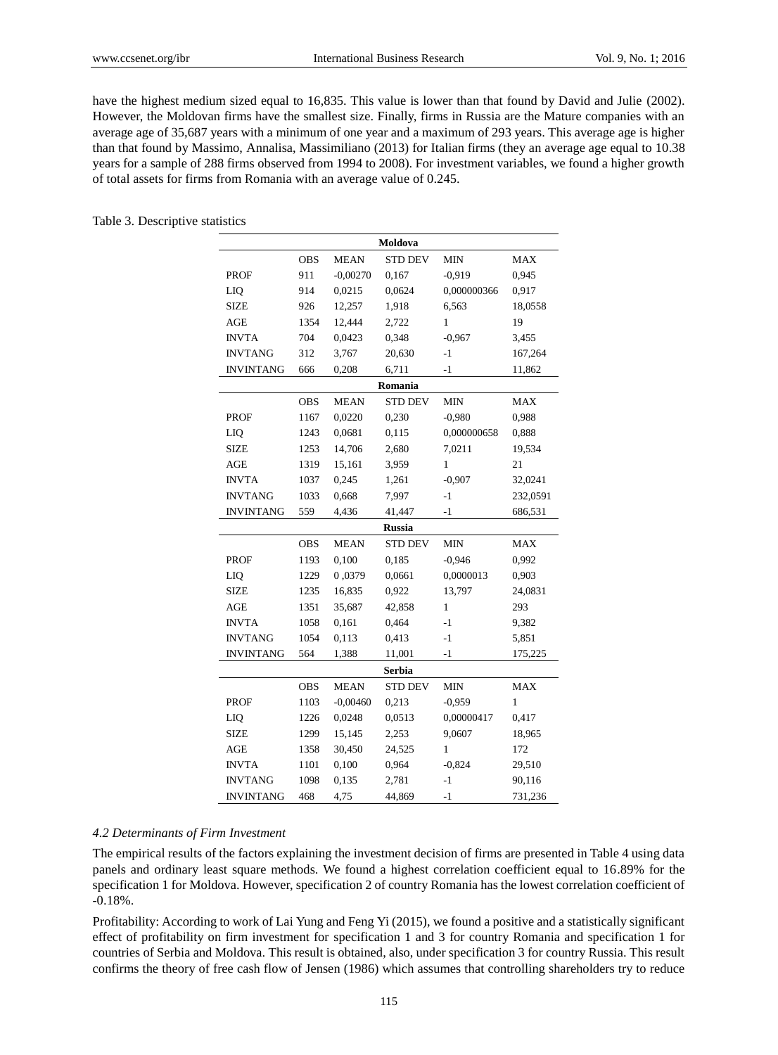have the highest medium sized equal to 16,835. This value is lower than that found by David and Julie (2002). However, the Moldovan firms have the smallest size. Finally, firms in Russia are the Mature companies with an average age of 35,687 years with a minimum of one year and a maximum of 293 years. This average age is higher than that found by Massimo, Annalisa, Massimiliano (2013) for Italian firms (they an average age equal to 10.38 years for a sample of 288 firms observed from 1994 to 2008). For investment variables, we found a higher growth of total assets for firms from Romania with an average value of 0.245.

Table 3. Descriptive statistics

| | | | **Moldova** | | |
|---|---|---|---|---|---|
| | OBS | MEAN | STD DEV | MIN | MAX |
| PROF | 911 | -0,00270 | 0,167 | -0,919 | 0,945 |
| LIQ | 914 | 0,0215 | 0,0624 | 0,000000366 | 0,917 |
| SIZE | 926 | 12,257 | 1,918 | 6,563 | 18,0558 |
| AGE | 1354 | 12,444 | 2,722 | 1 | 19 |
| INVTA | 704 | 0,0423 | 0,348 | -0,967 | 3,455 |
| INVTANG | 312 | 3,767 | 20,630 | -1 | 167,264 |
| INVINTANG | 666 | 0,208 | 6,711 | -1 | 11,862 |
| | | | **Romania** | | |
| | OBS | MEAN | STD DEV | MIN | MAX |
| PROF | 1167 | 0,0220 | 0,230 | -0,980 | 0,988 |
| LIQ | 1243 | 0,0681 | 0,115 | 0,000000658 | 0,888 |
| SIZE | 1253 | 14,706 | 2,680 | 7,0211 | 19,534 |
| AGE | 1319 | 15,161 | 3,959 | 1 | 21 |
| INVTA | 1037 | 0,245 | 1,261 | -0,907 | 32,0241 |
| INVTANG | 1033 | 0,668 | 7,997 | -1 | 232,0591 |
| INVINTANG | 559 | 4,436 | 41,447 | -1 | 686,531 |
| | | | **Russia** | | |
| | OBS | MEAN | STD DEV | MIN | MAX |
| PROF | 1193 | 0,100 | 0,185 | -0,946 | 0,992 |
| LIQ | 1229 | 0 ,0379 | 0,0661 | 0,0000013 | 0,903 |
| SIZE | 1235 | 16,835 | 0,922 | 13,797 | 24,0831 |
| AGE | 1351 | 35,687 | 42,858 | 1 | 293 |
| INVTA | 1058 | 0,161 | 0,464 | -1 | 9,382 |
| INVTANG | 1054 | 0,113 | 0,413 | -1 | 5,851 |
| INVINTANG | 564 | 1,388 | 11,001 | -1 | 175,225 |
| | | | **Serbia** | | |
| | OBS | MEAN | STD DEV | MIN | MAX |
| PROF | 1103 | -0,00460 | 0,213 | -0,959 | 1 |
| LIQ | 1226 | 0,0248 | 0,0513 | 0,00000417 | 0,417 |
| SIZE | 1299 | 15,145 | 2,253 | 9,0607 | 18,965 |
| AGE | 1358 | 30,450 | 24,525 | 1 | 172 |
| INVTA | 1101 | 0,100 | 0,964 | -0,824 | 29,510 |
| INVTANG | 1098 | 0,135 | 2,781 | -1 | 90,116 |
| INVINTANG | 468 | 4,75 | 44,869 | -1 | 731,236 |

### *4.2 Determinants of Firm Investment*

The empirical results of the factors explaining the investment decision of firms are presented in Table 4 using data panels and ordinary least square methods. We found a highest correlation coefficient equal to 16.89% for the specification 1 for Moldova. However, specification 2 of country Romania has the lowest correlation coefficient of -0.18%.

Profitability: According to work of Lai Yung and Feng Yi (2015), we found a positive and a statistically significant effect of profitability on firm investment for specification 1 and 3 for country Romania and specification 1 for countries of Serbia and Moldova. This result is obtained, also, under specification 3 for country Russia. This result confirms the theory of free cash flow of Jensen (1986) which assumes that controlling shareholders try to reduce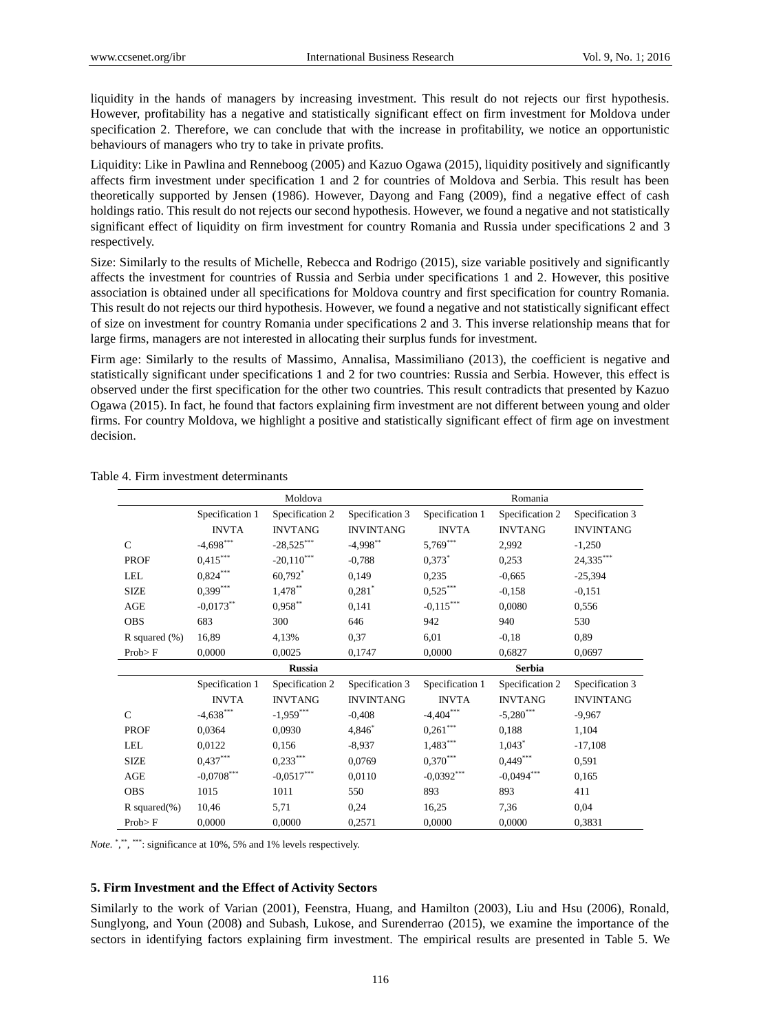liquidity in the hands of managers by increasing investment. This result do not rejects our first hypothesis. However, profitability has a negative and statistically significant effect on firm investment for Moldova under specification 2. Therefore, we can conclude that with the increase in profitability, we notice an opportunistic behaviours of managers who try to take in private profits.

Liquidity: Like in Pawlina and Renneboog (2005) and Kazuo Ogawa (2015), liquidity positively and significantly affects firm investment under specification 1 and 2 for countries of Moldova and Serbia. This result has been theoretically supported by Jensen (1986). However, Dayong and Fang (2009), find a negative effect of cash holdings ratio. This result do not rejects our second hypothesis. However, we found a negative and not statistically significant effect of liquidity on firm investment for country Romania and Russia under specifications 2 and 3 respectively.

Size: Similarly to the results of Michelle, Rebecca and Rodrigo (2015), size variable positively and significantly affects the investment for countries of Russia and Serbia under specifications 1 and 2. However, this positive association is obtained under all specifications for Moldova country and first specification for country Romania. This result do not rejects our third hypothesis. However, we found a negative and not statistically significant effect of size on investment for country Romania under specifications 2 and 3. This inverse relationship means that for large firms, managers are not interested in allocating their surplus funds for investment.

Firm age: Similarly to the results of Massimo, Annalisa, Massimiliano (2013), the coefficient is negative and statistically significant under specifications 1 and 2 for two countries: Russia and Serbia. However, this effect is observed under the first specification for the other two countries. This result contradicts that presented by Kazuo Ogawa (2015). In fact, he found that factors explaining firm investment are not different between young and older firms. For country Moldova, we highlight a positive and statistically significant effect of firm age on investment decision.

Table 4. Firm investment determinants

| | Moldova | | | Romania | | |
|---|---|---|---|---|---|---|
| | Specification 1 | Specification 2 | Specification 3 | Specification 1 | Specification 2 | Specification 3 |
| | INVTA | INVTANG | INVINTANG | INVTA | INVTANG | INVINTANG |
| C | -4,698*** | -28,525*** | -4,998** | 5,769*** | 2,992 | -1,250 |
| PROF | 0,415*** | -20,110*** | -0,788 | 0,373* | 0,253 | 24,335*** |
| LEL | 0,824*** | 60,792* | 0,149 | 0,235 | -0,665 | -25,394 |
| SIZE | 0,399*** | 1,478** | 0,281* | 0,525*** | -0,158 | -0,151 |
| AGE | -0,0173** | 0,958** | 0,141 | -0,115*** | 0,0080 | 0,556 |
| OBS | 683 | 300 | 646 | 942 | 940 | 530 |
| R squared (%) | 16,89 | 4,13% | 0,37 | 6,01 | -0,18 | 0,89 |
| Prob> F | 0,0000 | 0,0025 | 0,1747 | 0,0000 | 0,6827 | 0,0697 |
| | **Russia** | | | **Serbia** | | |
| | Specification 1 | Specification 2 | Specification 3 | Specification 1 | Specification 2 | Specification 3 |
| | INVTA | INVTANG | INVINTANG | INVTA | INVTANG | INVINTANG |
| C | -4,638*** | -1,959*** | -0,408 | -4,404*** | -5,280*** | -9,967 |
| PROF | 0,0364 | 0,0930 | 4,846* | 0,261*** | 0,188 | 1,104 |
| LEL | 0,0122 | 0,156 | -8,937 | 1,483*** | 1,043* | -17,108 |
| SIZE | 0,437*** | 0,233*** | 0,0769 | 0,370*** | 0,449*** | 0,591 |
| AGE | -0,0708*** | -0,0517*** | 0,0110 | -0,0392*** | -0,0494*** | 0,165 |
| OBS | 1015 | 1011 | 550 | 893 | 893 | 411 |
| R squared(%) | 10,46 | 5,71 | 0,24 | 16,25 | 7,36 | 0,04 |
| Prob> F | 0,0000 | 0,0000 | 0,2571 | 0,0000 | 0,0000 | 0,3831 |

*Note.* *,**, ***: significance at 10%, 5% and 1% levels respectively.

### 5. Firm Investment and the Effect of Activity Sectors

Similarly to the work of Varian (2001), Feenstra, Huang, and Hamilton (2003), Liu and Hsu (2006), Ronald, Sunglyong, and Youn (2008) and Subash, Lukose, and Surenderrao (2015), we examine the importance of the sectors in identifying factors explaining firm investment. The empirical results are presented in Table 5. We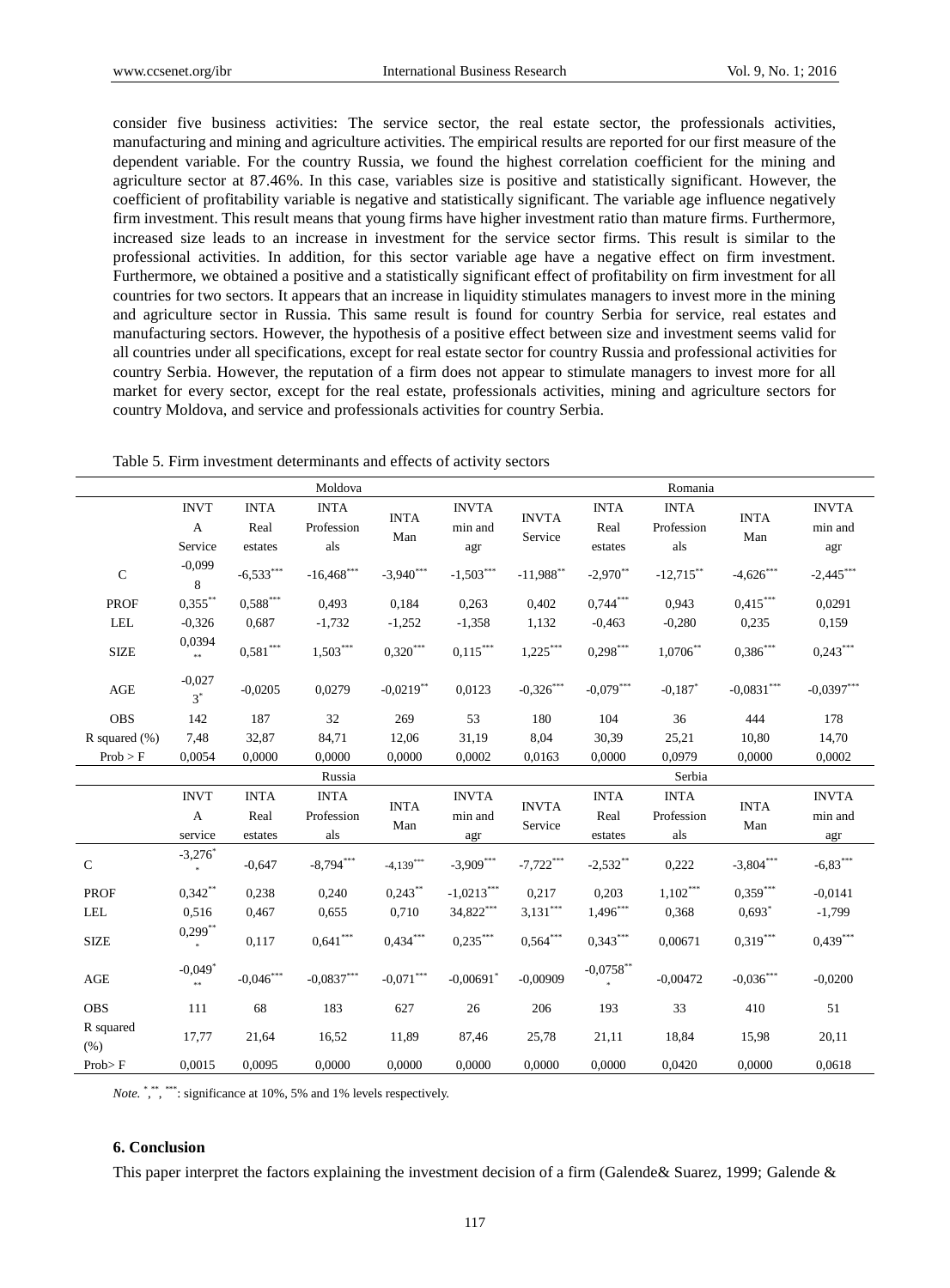consider five business activities: The service sector, the real estate sector, the professionals activities, manufacturing and mining and agriculture activities. The empirical results are reported for our first measure of the dependent variable. For the country Russia, we found the highest correlation coefficient for the mining and agriculture sector at 87.46%. In this case, variables size is positive and statistically significant. However, the coefficient of profitability variable is negative and statistically significant. The variable age influence negatively firm investment. This result means that young firms have higher investment ratio than mature firms. Furthermore, increased size leads to an increase in investment for the service sector firms. This result is similar to the professional activities. In addition, for this sector variable age have a negative effect on firm investment. Furthermore, we obtained a positive and a statistically significant effect of profitability on firm investment for all countries for two sectors. It appears that an increase in liquidity stimulates managers to invest more in the mining and agriculture sector in Russia. This same result is found for country Serbia for service, real estates and manufacturing sectors. However, the hypothesis of a positive effect between size and investment seems valid for all countries under all specifications, except for real estate sector for country Russia and professional activities for country Serbia. However, the reputation of a firm does not appear to stimulate managers to invest more for all market for every sector, except for the real estate, professionals activities, mining and agriculture sectors for country Moldova, and service and professionals activities for country Serbia.

Table 5. Firm investment determinants and effects of activity sectors

| | Moldova | | | | | Romania | | | | |
|---|---|---|---|---|---|---|---|---|---|---|
| | INVTA Service | INTA Real estates | INTA Professionals | INTA Man | INVTA min and agr | INVTA Service | INTA Real estates | INTA Professionals | INTA Man | INVTA min and agr |
| C | -0,0998 | -6,533*** | -16,468*** | -3,940*** | -1,503*** | -11,988** | -2,970** | -12,715** | -4,626*** | -2,445*** |
| PROF | 0,355** | 0,588*** | 0,493 | 0,184 | 0,263 | 0,402 | 0,744*** | 0,943 | 0,415*** | 0,0291 |
| LEL | -0,326 | 0,687 | -1,732 | -1,252 | -1,358 | 1,132 | -0,463 | -0,280 | 0,235 | 0,159 |
| SIZE | 0,0394** | 0,581*** | 1,503*** | 0,320*** | 0,115*** | 1,225*** | 0,298*** | 1,0706** | 0,386*** | 0,243*** |
| AGE | -0,0273* | -0,0205 | 0,0279 | -0,0219** | 0,0123 | -0,326*** | -0,079*** | -0,187* | -0,0831*** | -0,0397*** |
| OBS | 142 | 187 | 32 | 269 | 53 | 180 | 104 | 36 | 444 | 178 |
| R squared (%) | 7,48 | 32,87 | 84,71 | 12,06 | 31,19 | 8,04 | 30,39 | 25,21 | 10,80 | 14,70 |
| Prob > F | 0,0054 | 0,0000 | 0,0000 | 0,0000 | 0,0002 | 0,0163 | 0,0000 | 0,0979 | 0,0000 | 0,0002 |
| | Russia | | | | | Serbia | | | | |
| | INVTA service | INTA Real estates | INTA Professionals | INTA Man | INVTA min and agr | INVTA Service | INTA Real estates | INTA Professionals | INTA Man | INVTA min and agr |
| C | -3,276** | -0,647 | -8,794*** | -4,139*** | -3,909*** | -7,722*** | -2,532** | 0,222 | -3,804*** | -6,83*** |
| PROF | 0,342** | 0,238 | 0,240 | 0,243** | -1,0213*** | 0,217 | 0,203 | 1,102*** | 0,359*** | -0,0141 |
| LEL | 0,516 | 0,467 | 0,655 | 0,710 | 34,822*** | 3,131*** | 1,496*** | 0,368 | 0,693* | -1,799 |
| SIZE | 0,299*** | 0,117 | 0,641*** | 0,434*** | 0,235*** | 0,564*** | 0,343*** | 0,00671 | 0,319*** | 0,439*** |
| AGE | -0,049*** | -0,046*** | -0,0837*** | -0,071*** | -0,00691* | -0,00909 | -0,0758*** | -0,00472 | -0,036*** | -0,0200 |
| OBS | 111 | 68 | 183 | 627 | 26 | 206 | 193 | 33 | 410 | 51 |
| R squared (%) | 17,77 | 21,64 | 16,52 | 11,89 | 87,46 | 25,78 | 21,11 | 18,84 | 15,98 | 20,11 |
| Prob> F | 0,0015 | 0,0095 | 0,0000 | 0,0000 | 0,0000 | 0,0000 | 0,0000 | 0,0420 | 0,0000 | 0,0618 |

*Note.* *, **, ***: significance at 10%, 5% and 1% levels respectively.

### 6. Conclusion

This paper interpret the factors explaining the investment decision of a firm (Galende& Suarez, 1999; Galende &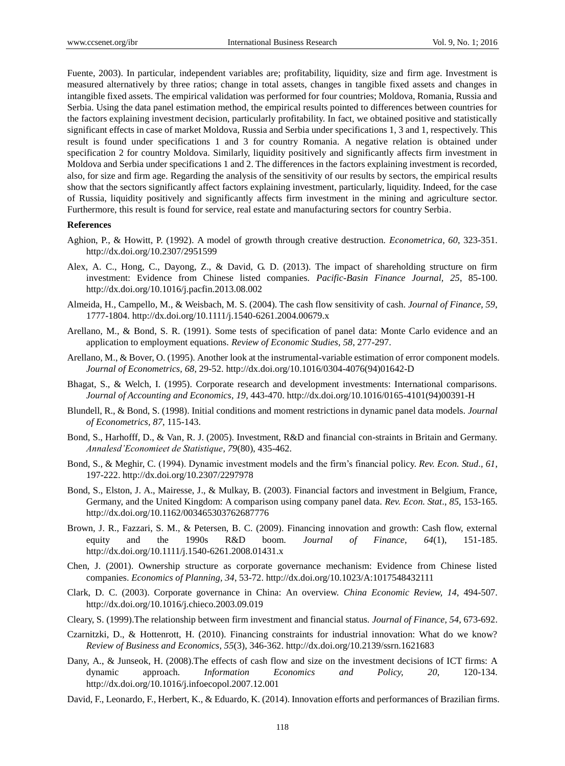Fuente, 2003). In particular, independent variables are; profitability, liquidity, size and firm age. Investment is measured alternatively by three ratios; change in total assets, changes in tangible fixed assets and changes in intangible fixed assets. The empirical validation was performed for four countries; Moldova, Romania, Russia and Serbia. Using the data panel estimation method, the empirical results pointed to differences between countries for the factors explaining investment decision, particularly profitability. In fact, we obtained positive and statistically significant effects in case of market Moldova, Russia and Serbia under specifications 1, 3 and 1, respectively. This result is found under specifications 1 and 3 for country Romania. A negative relation is obtained under specification 2 for country Moldova. Similarly, liquidity positively and significantly affects firm investment in Moldova and Serbia under specifications 1 and 2. The differences in the factors explaining investment is recorded, also, for size and firm age. Regarding the analysis of the sensitivity of our results by sectors, the empirical results show that the sectors significantly affect factors explaining investment, particularly, liquidity. Indeed, for the case of Russia, liquidity positively and significantly affects firm investment in the mining and agriculture sector. Furthermore, this result is found for service, real estate and manufacturing sectors for country Serbia.

**References**

Aghion, P., & Howitt, P. (1992). A model of growth through creative destruction. *Econometrica, 60*, 323-351. http://dx.doi.org/10.2307/2951599

Alex, A. C., Hong, C., Dayong, Z., & David, G. D. (2013). The impact of shareholding structure on firm investment: Evidence from Chinese listed companies. *Pacific-Basin Finance Journal, 25*, 85-100. http://dx.doi.org/10.1016/j.pacfin.2013.08.002

Almeida, H., Campello, M., & Weisbach, M. S. (2004). The cash flow sensitivity of cash. *Journal of Finance, 59*, 1777-1804. http://dx.doi.org/10.1111/j.1540-6261.2004.00679.x

Arellano, M., & Bond, S. R. (1991). Some tests of specification of panel data: Monte Carlo evidence and an application to employment equations. *Review of Economic Studies, 58*, 277-297.

Arellano, M., & Bover, O. (1995). Another look at the instrumental-variable estimation of error component models. *Journal of Econometrics, 68*, 29-52. http://dx.doi.org/10.1016/0304-4076(94)01642-D

Bhagat, S., & Welch, I. (1995). Corporate research and development investments: International comparisons. *Journal of Accounting and Economics, 19*, 443-470. http://dx.doi.org/10.1016/0165-4101(94)00391-H

Blundell, R., & Bond, S. (1998). Initial conditions and moment restrictions in dynamic panel data models. *Journal of Econometrics, 87*, 115-143.

Bond, S., Harhofff, D., & Van, R. J. (2005). Investment, R&D and financial con-straints in Britain and Germany. *Annalesd'Economieet de Statistique, 79*(80), 435-462.

Bond, S., & Meghir, C. (1994). Dynamic investment models and the firm's financial policy. *Rev. Econ. Stud., 61*, 197-222. http://dx.doi.org/10.2307/2297978

Bond, S., Elston, J. A., Mairesse, J., & Mulkay, B. (2003). Financial factors and investment in Belgium, France, Germany, and the United Kingdom: A comparison using company panel data. *Rev. Econ. Stat., 85*, 153-165. http://dx.doi.org/10.1162/003465303762687776

Brown, J. R., Fazzari, S. M., & Petersen, B. C. (2009). Financing innovation and growth: Cash flow, external equity and the 1990s R&D boom. *Journal of Finance, 64*(1), 151-185. http://dx.doi.org/10.1111/j.1540-6261.2008.01431.x

Chen, J. (2001). Ownership structure as corporate governance mechanism: Evidence from Chinese listed companies. *Economics of Planning, 34*, 53-72. http://dx.doi.org/10.1023/A:1017548432111

Clark, D. C. (2003). Corporate governance in China: An overview. *China Economic Review, 14*, 494-507. http://dx.doi.org/10.1016/j.chieco.2003.09.019

Cleary, S. (1999).The relationship between firm investment and financial status. *Journal of Finance, 54*, 673-692.

Czarnitzki, D., & Hottenrott, H. (2010). Financing constraints for industrial innovation: What do we know? *Review of Business and Economics, 55*(3), 346-362. http://dx.doi.org/10.2139/ssrn.1621683

Dany, A., & Junseok, H. (2008).The effects of cash flow and size on the investment decisions of ICT firms: A dynamic approach. *Information Economics and Policy, 20*, 120-134. http://dx.doi.org/10.1016/j.infoecopol.2007.12.001

David, F., Leonardo, F., Herbert, K., & Eduardo, K. (2014). Innovation efforts and performances of Brazilian firms.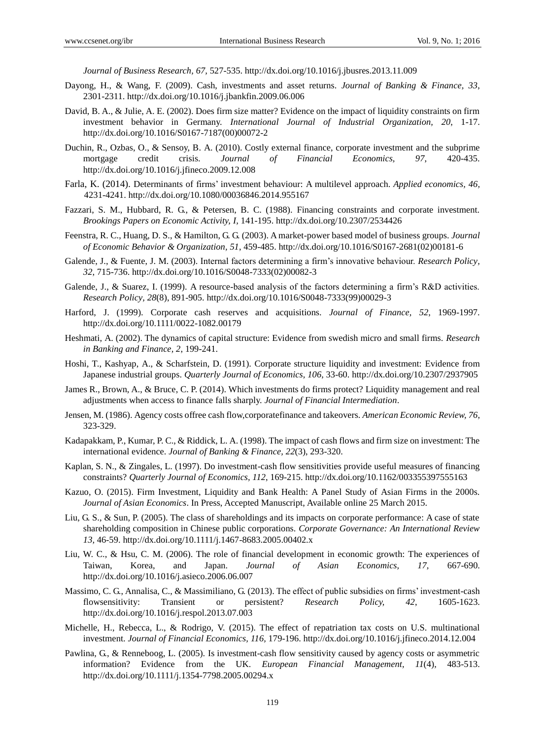*Journal of Business Research, 67*, 527-535. http://dx.doi.org/10.1016/j.jbusres.2013.11.009

Dayong, H., & Wang, F. (2009). Cash, investments and asset returns. *Journal of Banking & Finance, 33*, 2301-2311. http://dx.doi.org/10.1016/j.jbankfin.2009.06.006

David, B. A., & Julie, A. E. (2002). Does firm size matter? Evidence on the impact of liquidity constraints on firm investment behavior in Germany. *International Journal of Industrial Organization, 20*, 1-17. http://dx.doi.org/10.1016/S0167-7187(00)00072-2

Duchin, R., Ozbas, O., & Sensoy, B. A. (2010). Costly external finance, corporate investment and the subprime mortgage credit crisis. *Journal of Financial Economics, 97*, 420-435. http://dx.doi.org/10.1016/j.jfineco.2009.12.008

Farla, K. (2014). Determinants of firms' investment behaviour: A multilevel approach. *Applied economics, 46*, 4231-4241. http://dx.doi.org/10.1080/00036846.2014.955167

Fazzari, S. M., Hubbard, R. G., & Petersen, B. C. (1988). Financing constraints and corporate investment. *Brookings Papers on Economic Activity, I*, 141-195. http://dx.doi.org/10.2307/2534426

Feenstra, R. C., Huang, D. S., & Hamilton, G. G. (2003). A market-power based model of business groups. *Journal of Economic Behavior & Organization, 51*, 459-485. http://dx.doi.org/10.1016/S0167-2681(02)00181-6

Galende, J., & Fuente, J. M. (2003). Internal factors determining a firm's innovative behaviour. *Research Policy, 32*, 715-736. http://dx.doi.org/10.1016/S0048-7333(02)00082-3

Galende, J., & Suarez, I. (1999). A resource-based analysis of the factors determining a firm's R&D activities. *Research Policy, 28*(8), 891-905. http://dx.doi.org/10.1016/S0048-7333(99)00029-3

Harford, J. (1999). Corporate cash reserves and acquisitions. *Journal of Finance, 52*, 1969-1997. http://dx.doi.org/10.1111/0022-1082.00179

Heshmati, A. (2002). The dynamics of capital structure: Evidence from swedish micro and small firms. *Research in Banking and Finance, 2*, 199-241.

Hoshi, T., Kashyap, A., & Scharfstein, D. (1991). Corporate structure liquidity and investment: Evidence from Japanese industrial groups. *Quarterly Journal of Economics, 106*, 33-60. http://dx.doi.org/10.2307/2937905

James R., Brown, A., & Bruce, C. P. (2014). Which investments do firms protect? Liquidity management and real adjustments when access to finance falls sharply. *Journal of Financial Intermediation*.

Jensen, M. (1986). Agency costs offree cash flow,corporatefinance and takeovers. *American Economic Review, 76*, 323-329.

Kadapakkam, P., Kumar, P. C., & Riddick, L. A. (1998). The impact of cash flows and firm size on investment: The international evidence. *Journal of Banking & Finance, 22*(3), 293-320.

Kaplan, S. N., & Zingales, L. (1997). Do investment-cash flow sensitivities provide useful measures of financing constraints? *Quarterly Journal of Economics, 112*, 169-215. http://dx.doi.org/10.1162/003355397555163

Kazuo, O. (2015). Firm Investment, Liquidity and Bank Health: A Panel Study of Asian Firms in the 2000s. *Journal of Asian Economics*. In Press, Accepted Manuscript, Available online 25 March 2015.

Liu, G. S., & Sun, P. (2005). The class of shareholdings and its impacts on corporate performance: A case of state shareholding composition in Chinese public corporations. *Corporate Governance: An International Review 13*, 46-59. http://dx.doi.org/10.1111/j.1467-8683.2005.00402.x

Liu, W. C., & Hsu, C. M. (2006). The role of financial development in economic growth: The experiences of Taiwan, Korea, and Japan. *Journal of Asian Economics, 17*, 667-690. http://dx.doi.org/10.1016/j.asieco.2006.06.007

Massimo, C. G., Annalisa, C., & Massimiliano, G. (2013). The effect of public subsidies on firms' investment-cash flowsensitivity: Transient or persistent? *Research Policy, 42*, 1605-1623. http://dx.doi.org/10.1016/j.respol.2013.07.003

Michelle, H., Rebecca, L., & Rodrigo, V. (2015). The effect of repatriation tax costs on U.S. multinational investment. *Journal of Financial Economics, 116*, 179-196. http://dx.doi.org/10.1016/j.jfineco.2014.12.004

Pawlina, G., & Renneboog, L. (2005). Is investment-cash flow sensitivity caused by agency costs or asymmetric information? Evidence from the UK. *European Financial Management, 11*(4), 483-513. http://dx.doi.org/10.1111/j.1354-7798.2005.00294.x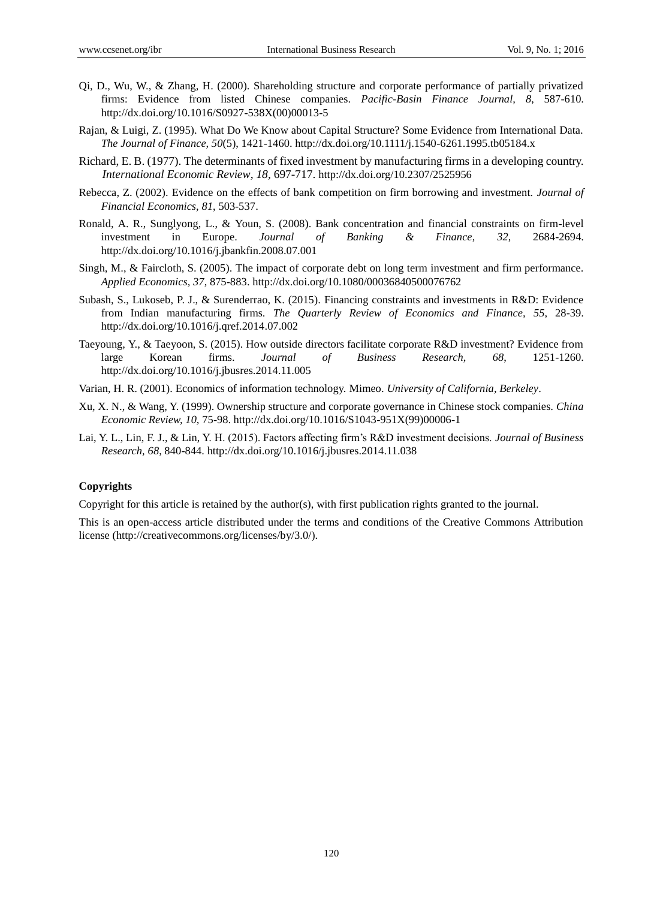Qi, D., Wu, W., & Zhang, H. (2000). Shareholding structure and corporate performance of partially privatized firms: Evidence from listed Chinese companies. *Pacific-Basin Finance Journal, 8*, 587-610. http://dx.doi.org/10.1016/S0927-538X(00)00013-5

Rajan, & Luigi, Z. (1995). What Do We Know about Capital Structure? Some Evidence from International Data. *The Journal of Finance, 50*(5), 1421-1460. http://dx.doi.org/10.1111/j.1540-6261.1995.tb05184.x

Richard, E. B. (1977). The determinants of fixed investment by manufacturing firms in a developing country. *International Economic Review, 18*, 697-717. http://dx.doi.org/10.2307/2525956

Rebecca, Z. (2002). Evidence on the effects of bank competition on firm borrowing and investment. *Journal of Financial Economics, 81*, 503-537.

Ronald, A. R., Sunglyong, L., & Youn, S. (2008). Bank concentration and financial constraints on firm-level investment in Europe. *Journal of Banking & Finance, 32*, 2684-2694. http://dx.doi.org/10.1016/j.jbankfin.2008.07.001

Singh, M., & Faircloth, S. (2005). The impact of corporate debt on long term investment and firm performance. *Applied Economics, 37*, 875-883. http://dx.doi.org/10.1080/00036840500076762

Subash, S., Lukoseb, P. J., & Surenderrao, K. (2015). Financing constraints and investments in R&D: Evidence from Indian manufacturing firms. *The Quarterly Review of Economics and Finance, 55*, 28-39. http://dx.doi.org/10.1016/j.qref.2014.07.002

Taeyoung, Y., & Taeyoon, S. (2015). How outside directors facilitate corporate R&D investment? Evidence from large Korean firms. *Journal of Business Research, 68*, 1251-1260. http://dx.doi.org/10.1016/j.jbusres.2014.11.005

Varian, H. R. (2001). Economics of information technology. Mimeo. *University of California, Berkeley*.

Xu, X. N., & Wang, Y. (1999). Ownership structure and corporate governance in Chinese stock companies. *China Economic Review, 10*, 75-98. http://dx.doi.org/10.1016/S1043-951X(99)00006-1

Lai, Y. L., Lin, F. J., & Lin, Y. H. (2015). Factors affecting firm's R&D investment decisions. *Journal of Business Research, 68*, 840-844. http://dx.doi.org/10.1016/j.jbusres.2014.11.038

**Copyrights**

Copyright for this article is retained by the author(s), with first publication rights granted to the journal.

This is an open-access article distributed under the terms and conditions of the Creative Commons Attribution license (http://creativecommons.org/licenses/by/3.0/).